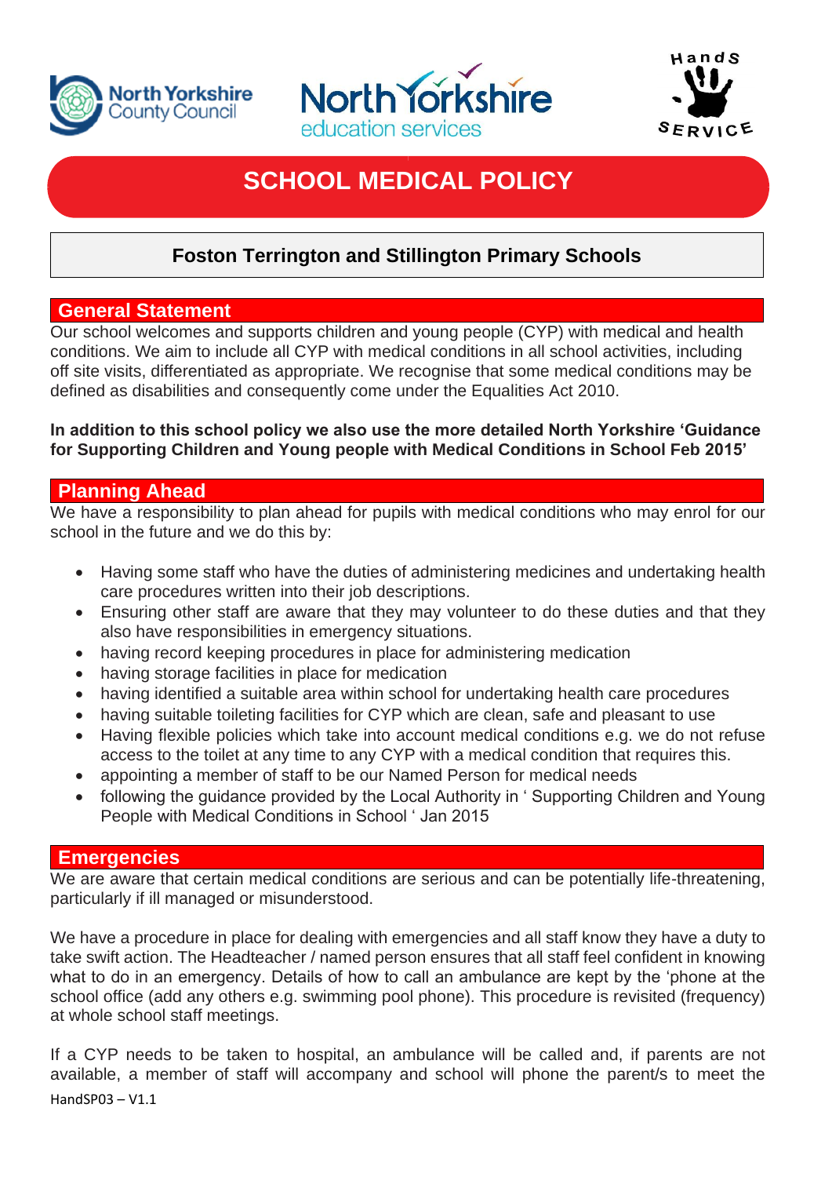# SCHOOL MEDICAL POLICY

## Foston Terrington and Stillington Primary Schools

## General Statement

Our school welcomes and supports children and young people (CYP) with medical and health conditions. We aim to include all CYP with medical conditions in all school activities, including off site visits, differentiated as appropriate. We recognise that some medical conditions may be defined as disabilities and consequently come under the Equalities Act 2010.

**In addition to this school policy we also use the more detailed North Yorkshire 'Guidance for Supporting Children and Young people with Medical Conditions in School Feb 2015'**

## Planning Ahead

We have a responsibility to plan ahead for pupils with medical conditions who may enrol for our school in the future and we do this by:

- Having some staff who have the duties of administering medicines and undertaking health care procedures written into their job descriptions.
- Ensuring other staff are aware that they may volunteer to do these duties and that they also have responsibilities in emergency situations.
- having record keeping procedures in place for administering medication
- having storage facilities in place for medication
- having identified a suitable area within school for undertaking health care procedures
- having suitable toileting facilities for CYP which are clean, safe and pleasant to use
- Having flexible policies which take into account medical conditions e.g. we do not refuse access to the toilet at any time to any CYP with a medical condition that requires this.
- appointing a member of staff to be our Named Person for medical needs
- following the guidance provided by the Local Authority in ' Supporting Children and Young People with Medical Conditions in School ' Jan 2015

## Emergencies

We are aware that certain medical conditions are serious and can be potentially life-threatening, particularly if ill managed or misunderstood.

We have a procedure in place for dealing with emergencies and all staff know they have a duty to take swift action. The Headteacher / named person ensures that all staff feel confident in knowing what to do in an emergency. Details of how to call an ambulance are kept by the 'phone at the school office (add any others e.g. swimming pool phone). This procedure is revisited (frequency) at whole school staff meetings.

If a CYP needs to be taken to hospital, an ambulance will be called and, if parents are not available, a member of staff will accompany and school will phone the parent/s to meet the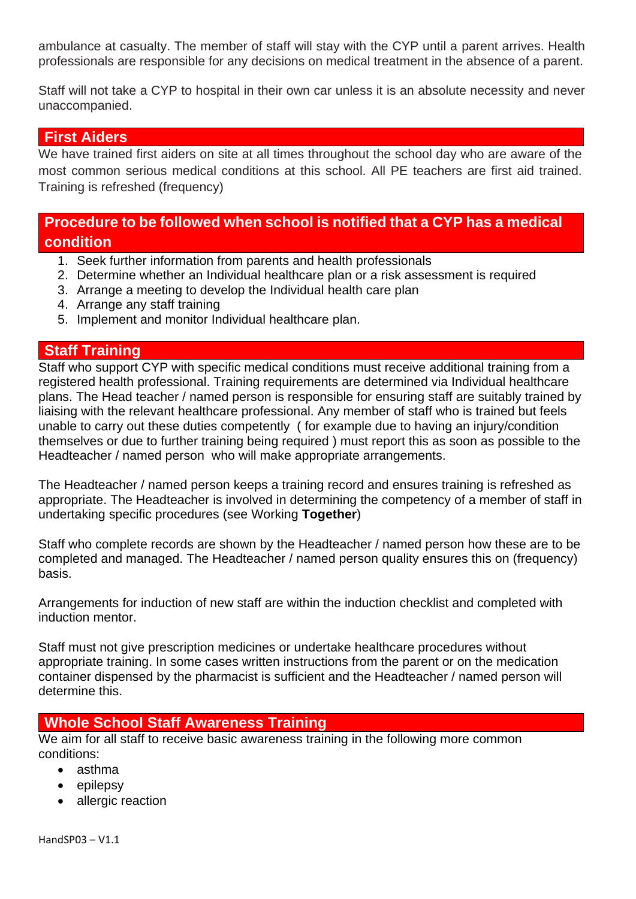ambulance at casualty. The member of staff will stay with the CYP until a parent arrives. Health professionals are responsible for any decisions on medical treatment in the absence of a parent.

Staff will not take a CYP to hospital in their own car unless it is an absolute necessity and never unaccompanied.

## First Aiders

We have trained first aiders on site at all times throughout the school day who are aware of the most common serious medical conditions at this school. All PE teachers are first aid trained. Training is refreshed (frequency)

## Procedure to be followed when school is notified that a CYP has a medical condition

1. Seek further information from parents and health professionals
2. Determine whether an Individual healthcare plan or a risk assessment is required
3. Arrange a meeting to develop the Individual health care plan
4. Arrange any staff training
5. Implement and monitor Individual healthcare plan.

## Staff Training

Staff who support CYP with specific medical conditions must receive additional training from a registered health professional. Training requirements are determined via Individual healthcare plans. The Head teacher / named person is responsible for ensuring staff are suitably trained by liaising with the relevant healthcare professional. Any member of staff who is trained but feels unable to carry out these duties competently ( for example due to having an injury/condition themselves or due to further training being required ) must report this as soon as possible to the Headteacher / named person who will make appropriate arrangements.

The Headteacher / named person keeps a training record and ensures training is refreshed as appropriate. The Headteacher is involved in determining the competency of a member of staff in undertaking specific procedures (see Working **Together**)

Staff who complete records are shown by the Headteacher / named person how these are to be completed and managed. The Headteacher / named person quality ensures this on (frequency) basis.

Arrangements for induction of new staff are within the induction checklist and completed with induction mentor.

Staff must not give prescription medicines or undertake healthcare procedures without appropriate training. In some cases written instructions from the parent or on the medication container dispensed by the pharmacist is sufficient and the Headteacher / named person will determine this.

## Whole School Staff Awareness Training

We aim for all staff to receive basic awareness training in the following more common conditions:

- asthma
- epilepsy
- allergic reaction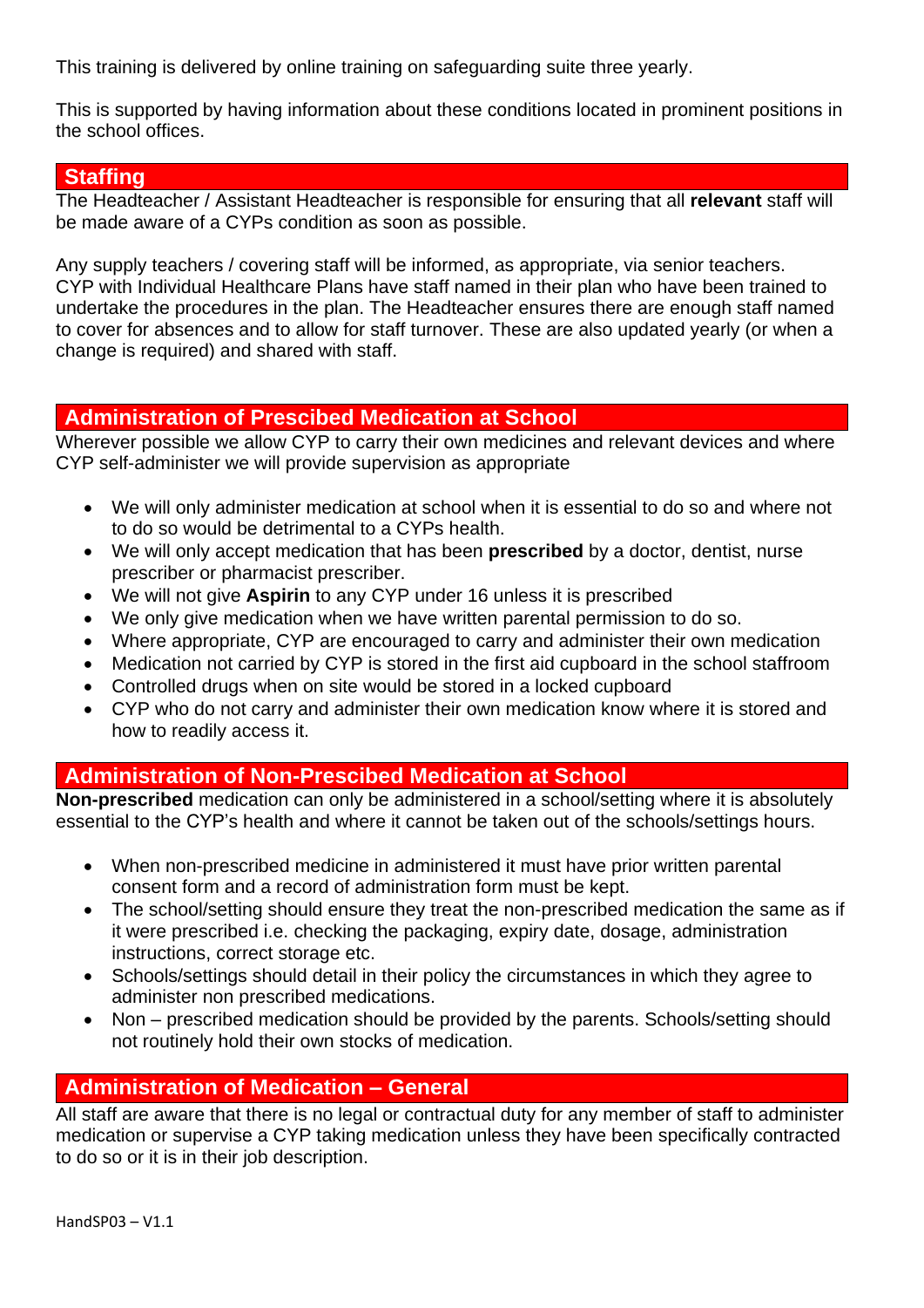This training is delivered by online training on safeguarding suite three yearly.

This is supported by having information about these conditions located in prominent positions in the school offices.

## Staffing

The Headteacher / Assistant Headteacher is responsible for ensuring that all **relevant** staff will be made aware of a CYPs condition as soon as possible.

Any supply teachers / covering staff will be informed, as appropriate, via senior teachers. CYP with Individual Healthcare Plans have staff named in their plan who have been trained to undertake the procedures in the plan. The Headteacher ensures there are enough staff named to cover for absences and to allow for staff turnover. These are also updated yearly (or when a change is required) and shared with staff.

## Administration of Prescibed Medication at School

Wherever possible we allow CYP to carry their own medicines and relevant devices and where CYP self-administer we will provide supervision as appropriate

- We will only administer medication at school when it is essential to do so and where not to do so would be detrimental to a CYPs health.
- We will only accept medication that has been **prescribed** by a doctor, dentist, nurse prescriber or pharmacist prescriber.
- We will not give **Aspirin** to any CYP under 16 unless it is prescribed
- We only give medication when we have written parental permission to do so.
- Where appropriate, CYP are encouraged to carry and administer their own medication
- Medication not carried by CYP is stored in the first aid cupboard in the school staffroom
- Controlled drugs when on site would be stored in a locked cupboard
- CYP who do not carry and administer their own medication know where it is stored and how to readily access it.

## Administration of Non-Prescibed Medication at School

**Non-prescribed** medication can only be administered in a school/setting where it is absolutely essential to the CYP's health and where it cannot be taken out of the schools/settings hours.

- When non-prescribed medicine in administered it must have prior written parental consent form and a record of administration form must be kept.
- The school/setting should ensure they treat the non-prescribed medication the same as if it were prescribed i.e. checking the packaging, expiry date, dosage, administration instructions, correct storage etc.
- Schools/settings should detail in their policy the circumstances in which they agree to administer non prescribed medications.
- Non – prescribed medication should be provided by the parents. Schools/setting should not routinely hold their own stocks of medication.

## Administration of Medication – General

All staff are aware that there is no legal or contractual duty for any member of staff to administer medication or supervise a CYP taking medication unless they have been specifically contracted to do so or it is in their job description.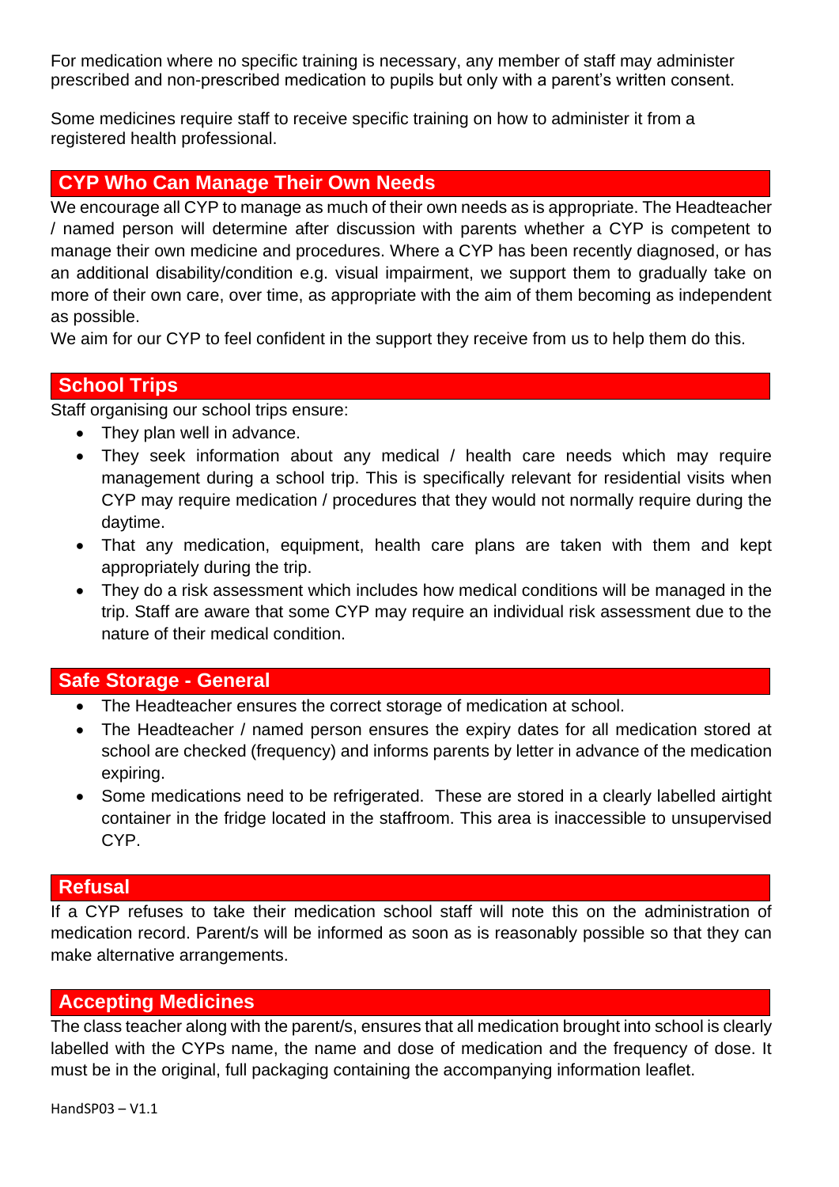For medication where no specific training is necessary, any member of staff may administer prescribed and non-prescribed medication to pupils but only with a parent's written consent.

Some medicines require staff to receive specific training on how to administer it from a registered health professional.

## CYP Who Can Manage Their Own Needs

We encourage all CYP to manage as much of their own needs as is appropriate. The Headteacher / named person will determine after discussion with parents whether a CYP is competent to manage their own medicine and procedures. Where a CYP has been recently diagnosed, or has an additional disability/condition e.g. visual impairment, we support them to gradually take on more of their own care, over time, as appropriate with the aim of them becoming as independent as possible.
We aim for our CYP to feel confident in the support they receive from us to help them do this.

## School Trips

Staff organising our school trips ensure:

- They plan well in advance.
- They seek information about any medical / health care needs which may require management during a school trip. This is specifically relevant for residential visits when CYP may require medication / procedures that they would not normally require during the daytime.
- That any medication, equipment, health care plans are taken with them and kept appropriately during the trip.
- They do a risk assessment which includes how medical conditions will be managed in the trip. Staff are aware that some CYP may require an individual risk assessment due to the nature of their medical condition.

## Safe Storage - General

- The Headteacher ensures the correct storage of medication at school.
- The Headteacher / named person ensures the expiry dates for all medication stored at school are checked (frequency) and informs parents by letter in advance of the medication expiring.
- Some medications need to be refrigerated. These are stored in a clearly labelled airtight container in the fridge located in the staffroom. This area is inaccessible to unsupervised CYP.

## Refusal

If a CYP refuses to take their medication school staff will note this on the administration of medication record. Parent/s will be informed as soon as is reasonably possible so that they can make alternative arrangements.

## Accepting Medicines

The class teacher along with the parent/s, ensures that all medication brought into school is clearly labelled with the CYPs name, the name and dose of medication and the frequency of dose. It must be in the original, full packaging containing the accompanying information leaflet.

HandSP03 – V1.1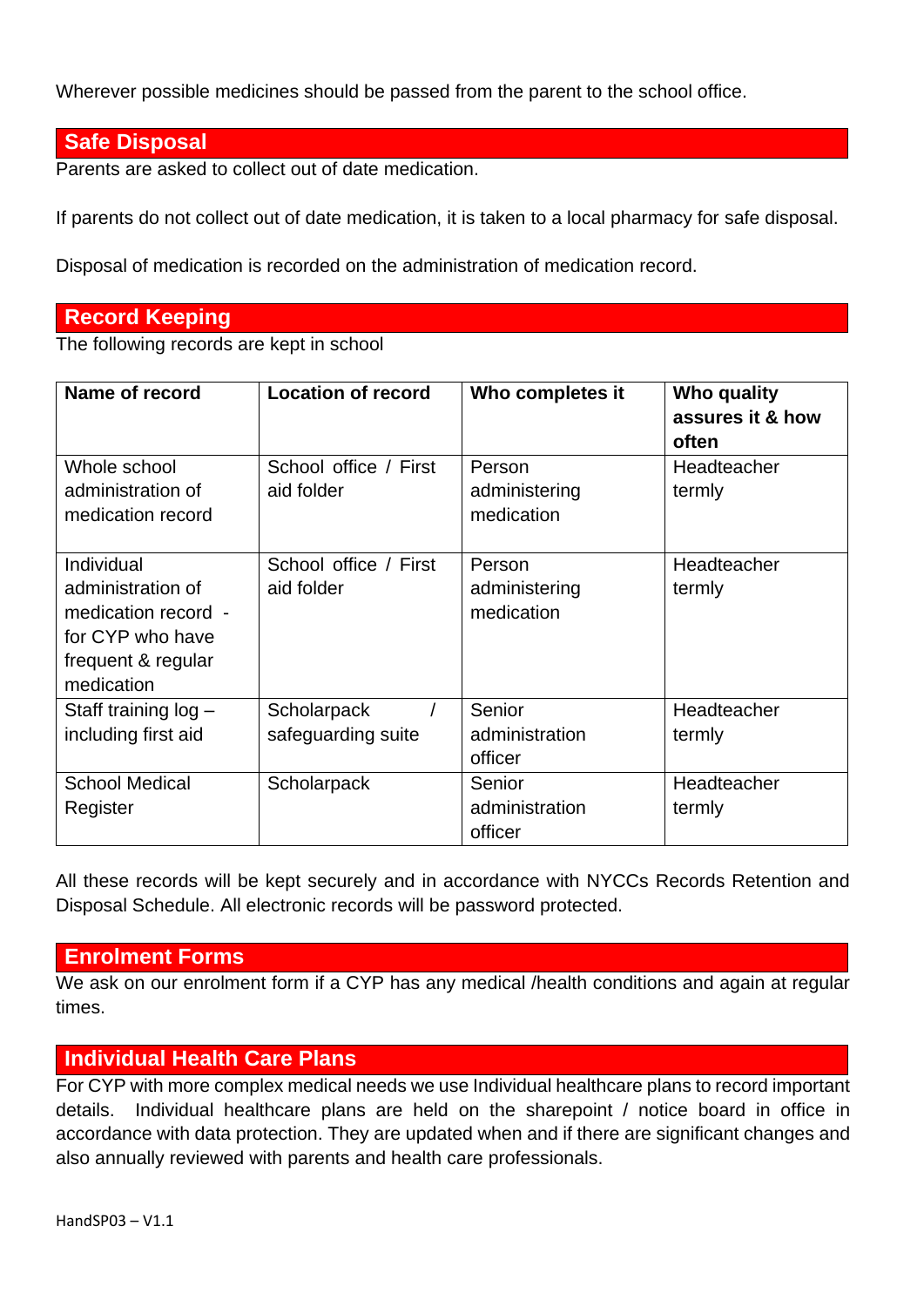Wherever possible medicines should be passed from the parent to the school office.

## Safe Disposal

Parents are asked to collect out of date medication.

If parents do not collect out of date medication, it is taken to a local pharmacy for safe disposal.

Disposal of medication is recorded on the administration of medication record.

## Record Keeping

The following records are kept in school

| Name of record | Location of record | Who completes it | Who quality assures it & how often |
|---|---|---|---|
| Whole school administration of medication record | School office / First aid folder | Person administering medication | Headteacher termly |
| Individual administration of medication record - for CYP who have frequent & regular medication | School office / First aid folder | Person administering medication | Headteacher termly |
| Staff training log – including first aid | Scholarpack / safeguarding suite | Senior administration officer | Headteacher termly |
| School Medical Register | Scholarpack | Senior administration officer | Headteacher termly |

All these records will be kept securely and in accordance with NYCCs Records Retention and Disposal Schedule. All electronic records will be password protected.

## Enrolment Forms

We ask on our enrolment form if a CYP has any medical /health conditions and again at regular times.

## Individual Health Care Plans

For CYP with more complex medical needs we use Individual healthcare plans to record important details. Individual healthcare plans are held on the sharepoint / notice board in office in accordance with data protection. They are updated when and if there are significant changes and also annually reviewed with parents and health care professionals.

HandSP03 – V1.1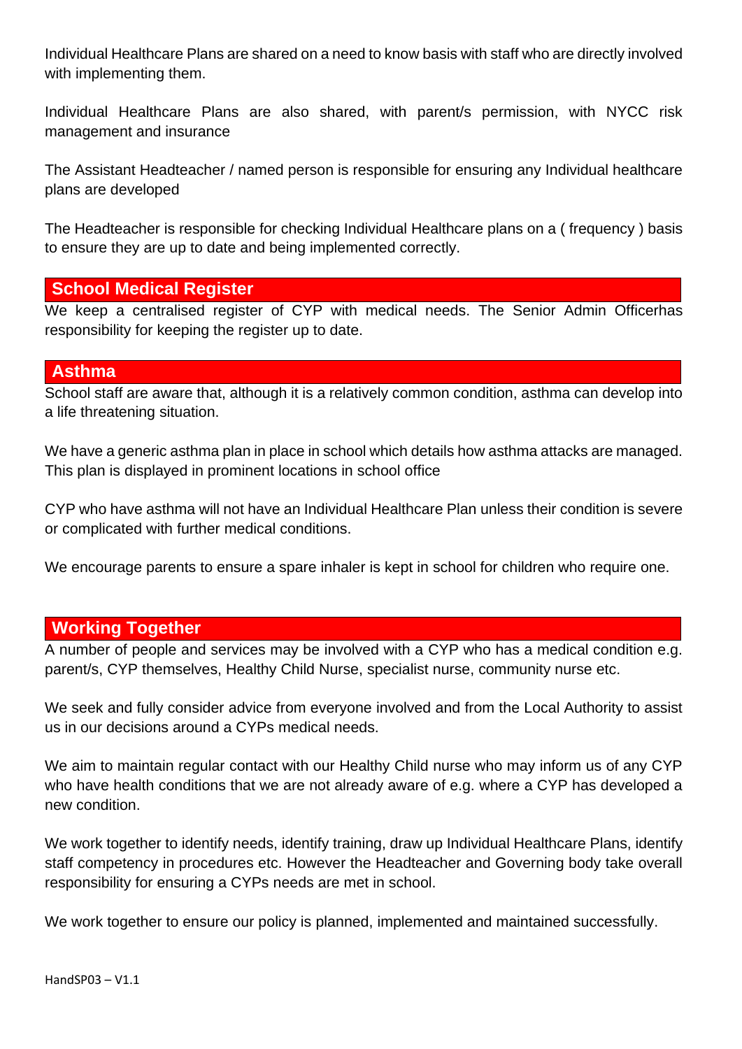Individual Healthcare Plans are shared on a need to know basis with staff who are directly involved with implementing them.

Individual Healthcare Plans are also shared, with parent/s permission, with NYCC risk management and insurance

The Assistant Headteacher / named person is responsible for ensuring any Individual healthcare plans are developed

The Headteacher is responsible for checking Individual Healthcare plans on a ( frequency ) basis to ensure they are up to date and being implemented correctly.

## School Medical Register

We keep a centralised register of CYP with medical needs. The Senior Admin Officerhas responsibility for keeping the register up to date.

## Asthma

School staff are aware that, although it is a relatively common condition, asthma can develop into a life threatening situation.

We have a generic asthma plan in place in school which details how asthma attacks are managed. This plan is displayed in prominent locations in school office

CYP who have asthma will not have an Individual Healthcare Plan unless their condition is severe or complicated with further medical conditions.

We encourage parents to ensure a spare inhaler is kept in school for children who require one.

## Working Together

A number of people and services may be involved with a CYP who has a medical condition e.g. parent/s, CYP themselves, Healthy Child Nurse, specialist nurse, community nurse etc.

We seek and fully consider advice from everyone involved and from the Local Authority to assist us in our decisions around a CYPs medical needs.

We aim to maintain regular contact with our Healthy Child nurse who may inform us of any CYP who have health conditions that we are not already aware of e.g. where a CYP has developed a new condition.

We work together to identify needs, identify training, draw up Individual Healthcare Plans, identify staff competency in procedures etc. However the Headteacher and Governing body take overall responsibility for ensuring a CYPs needs are met in school.

We work together to ensure our policy is planned, implemented and maintained successfully.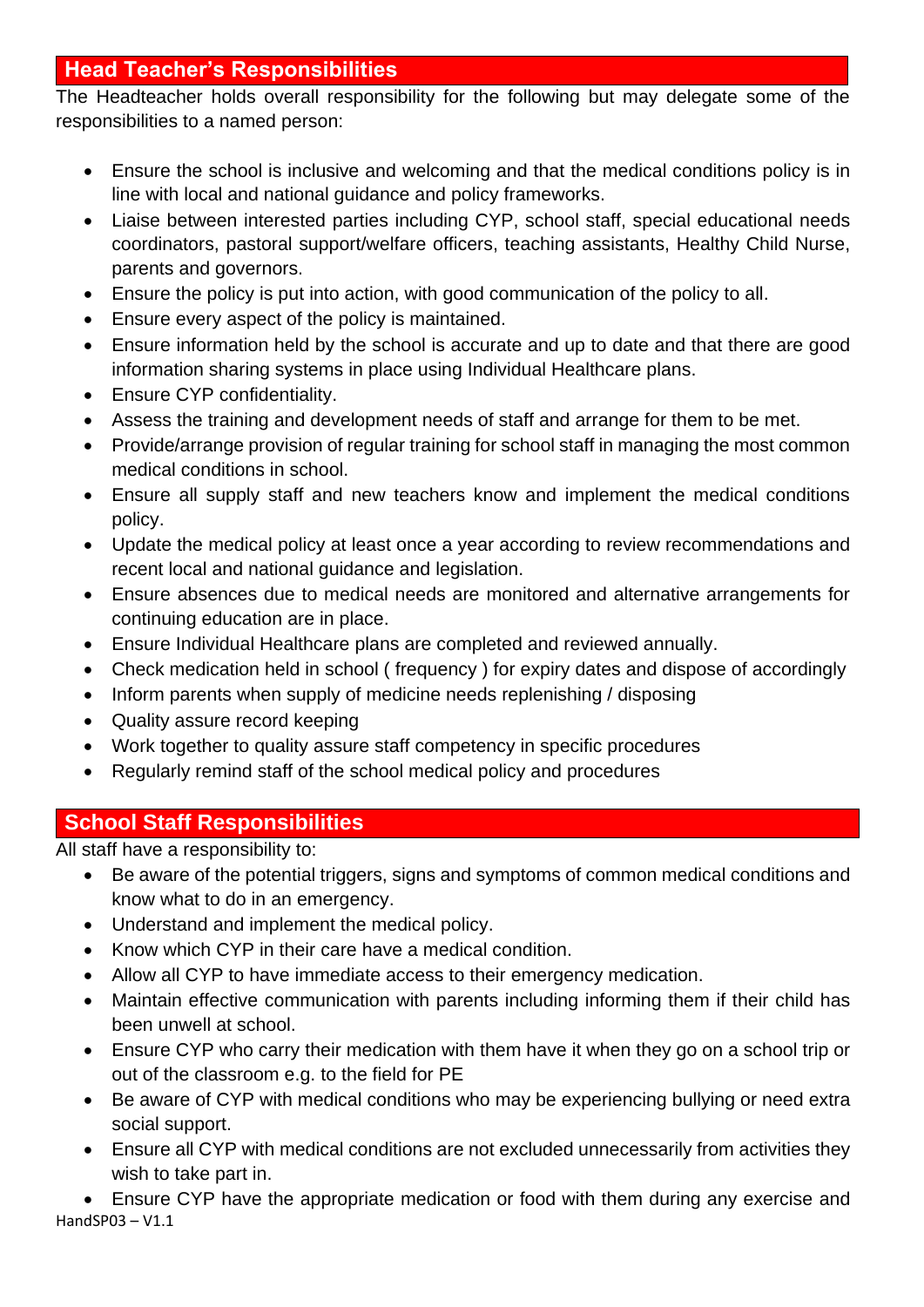## Head Teacher's Responsibilities

The Headteacher holds overall responsibility for the following but may delegate some of the responsibilities to a named person:

- Ensure the school is inclusive and welcoming and that the medical conditions policy is in line with local and national guidance and policy frameworks.
- Liaise between interested parties including CYP, school staff, special educational needs coordinators, pastoral support/welfare officers, teaching assistants, Healthy Child Nurse, parents and governors.
- Ensure the policy is put into action, with good communication of the policy to all.
- Ensure every aspect of the policy is maintained.
- Ensure information held by the school is accurate and up to date and that there are good information sharing systems in place using Individual Healthcare plans.
- Ensure CYP confidentiality.
- Assess the training and development needs of staff and arrange for them to be met.
- Provide/arrange provision of regular training for school staff in managing the most common medical conditions in school.
- Ensure all supply staff and new teachers know and implement the medical conditions policy.
- Update the medical policy at least once a year according to review recommendations and recent local and national guidance and legislation.
- Ensure absences due to medical needs are monitored and alternative arrangements for continuing education are in place.
- Ensure Individual Healthcare plans are completed and reviewed annually.
- Check medication held in school ( frequency ) for expiry dates and dispose of accordingly
- Inform parents when supply of medicine needs replenishing / disposing
- Quality assure record keeping
- Work together to quality assure staff competency in specific procedures
- Regularly remind staff of the school medical policy and procedures

## School Staff Responsibilities

All staff have a responsibility to:

- Be aware of the potential triggers, signs and symptoms of common medical conditions and know what to do in an emergency.
- Understand and implement the medical policy.
- Know which CYP in their care have a medical condition.
- Allow all CYP to have immediate access to their emergency medication.
- Maintain effective communication with parents including informing them if their child has been unwell at school.
- Ensure CYP who carry their medication with them have it when they go on a school trip or out of the classroom e.g. to the field for PE
- Be aware of CYP with medical conditions who may be experiencing bullying or need extra social support.
- Ensure all CYP with medical conditions are not excluded unnecessarily from activities they wish to take part in.
- Ensure CYP have the appropriate medication or food with them during any exercise and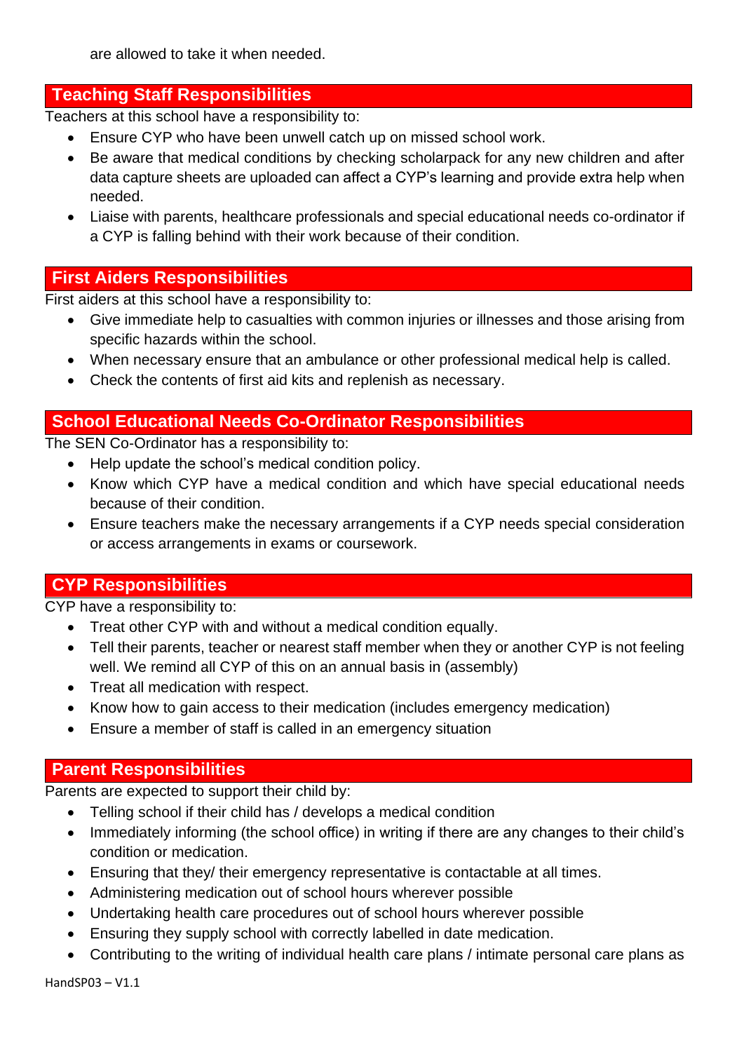are allowed to take it when needed.

## Teaching Staff Responsibilities

Teachers at this school have a responsibility to:

- Ensure CYP who have been unwell catch up on missed school work.
- Be aware that medical conditions by checking scholarpack for any new children and after data capture sheets are uploaded can affect a CYP's learning and provide extra help when needed.
- Liaise with parents, healthcare professionals and special educational needs co-ordinator if a CYP is falling behind with their work because of their condition.

## First Aiders Responsibilities

First aiders at this school have a responsibility to:

- Give immediate help to casualties with common injuries or illnesses and those arising from specific hazards within the school.
- When necessary ensure that an ambulance or other professional medical help is called.
- Check the contents of first aid kits and replenish as necessary.

## School Educational Needs Co-Ordinator Responsibilities

The SEN Co-Ordinator has a responsibility to:

- Help update the school's medical condition policy.
- Know which CYP have a medical condition and which have special educational needs because of their condition.
- Ensure teachers make the necessary arrangements if a CYP needs special consideration or access arrangements in exams or coursework.

## CYP Responsibilities

CYP have a responsibility to:

- Treat other CYP with and without a medical condition equally.
- Tell their parents, teacher or nearest staff member when they or another CYP is not feeling well. We remind all CYP of this on an annual basis in (assembly)
- Treat all medication with respect.
- Know how to gain access to their medication (includes emergency medication)
- Ensure a member of staff is called in an emergency situation

## Parent Responsibilities

Parents are expected to support their child by:

- Telling school if their child has / develops a medical condition
- Immediately informing (the school office) in writing if there are any changes to their child's condition or medication.
- Ensuring that they/ their emergency representative is contactable at all times.
- Administering medication out of school hours wherever possible
- Undertaking health care procedures out of school hours wherever possible
- Ensuring they supply school with correctly labelled in date medication.
- Contributing to the writing of individual health care plans / intimate personal care plans as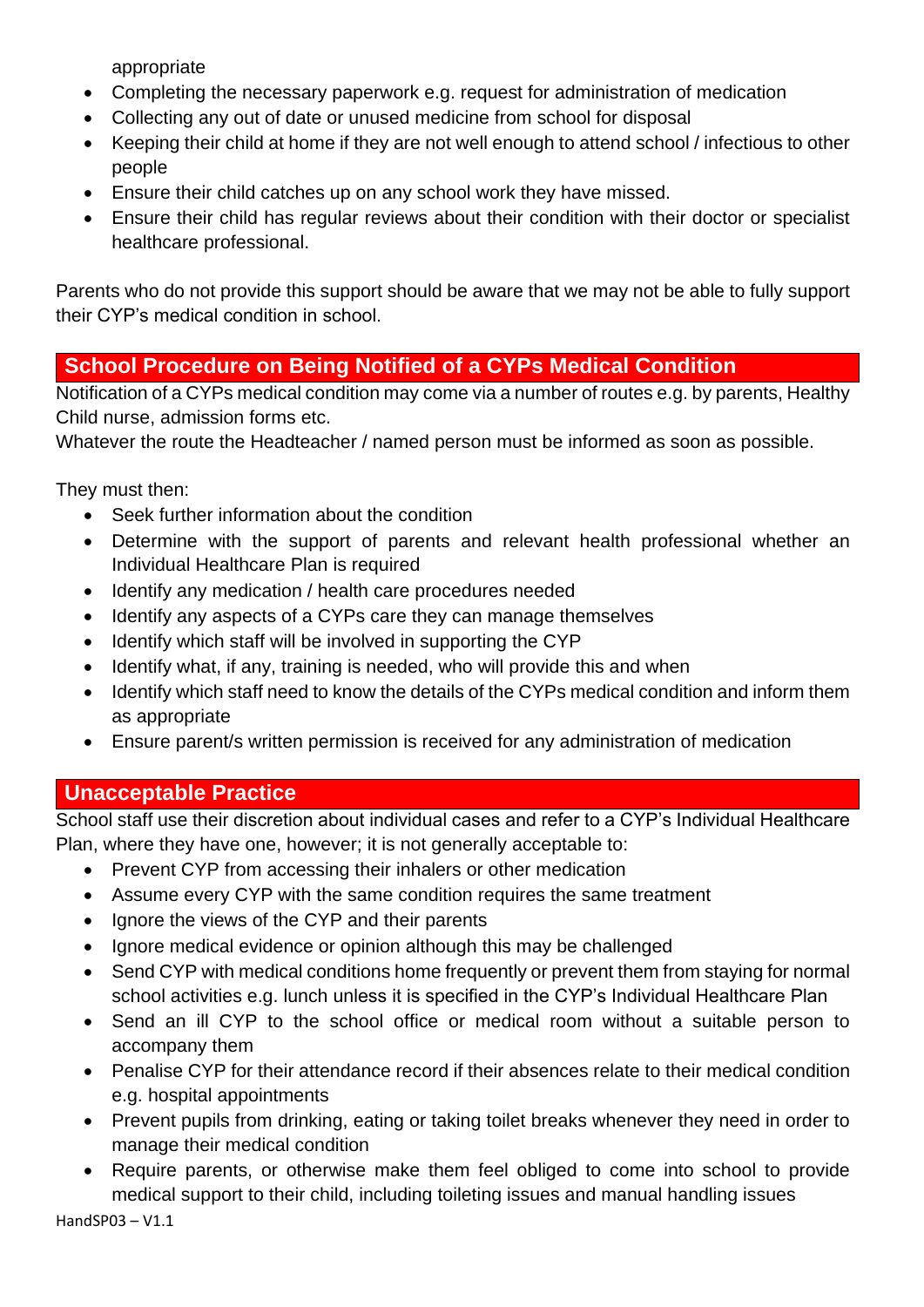appropriate

- Completing the necessary paperwork e.g. request for administration of medication
- Collecting any out of date or unused medicine from school for disposal
- Keeping their child at home if they are not well enough to attend school / infectious to other people
- Ensure their child catches up on any school work they have missed.
- Ensure their child has regular reviews about their condition with their doctor or specialist healthcare professional.

Parents who do not provide this support should be aware that we may not be able to fully support their CYP's medical condition in school.

## School Procedure on Being Notified of a CYPs Medical Condition

Notification of a CYPs medical condition may come via a number of routes e.g. by parents, Healthy Child nurse, admission forms etc.
Whatever the route the Headteacher / named person must be informed as soon as possible.

They must then:

- Seek further information about the condition
- Determine with the support of parents and relevant health professional whether an Individual Healthcare Plan is required
- Identify any medication / health care procedures needed
- Identify any aspects of a CYPs care they can manage themselves
- Identify which staff will be involved in supporting the CYP
- Identify what, if any, training is needed, who will provide this and when
- Identify which staff need to know the details of the CYPs medical condition and inform them as appropriate
- Ensure parent/s written permission is received for any administration of medication

## Unacceptable Practice

School staff use their discretion about individual cases and refer to a CYP's Individual Healthcare Plan, where they have one, however; it is not generally acceptable to:

- Prevent CYP from accessing their inhalers or other medication
- Assume every CYP with the same condition requires the same treatment
- Ignore the views of the CYP and their parents
- Ignore medical evidence or opinion although this may be challenged
- Send CYP with medical conditions home frequently or prevent them from staying for normal school activities e.g. lunch unless it is specified in the CYP's Individual Healthcare Plan
- Send an ill CYP to the school office or medical room without a suitable person to accompany them
- Penalise CYP for their attendance record if their absences relate to their medical condition e.g. hospital appointments
- Prevent pupils from drinking, eating or taking toilet breaks whenever they need in order to manage their medical condition
- Require parents, or otherwise make them feel obliged to come into school to provide medical support to their child, including toileting issues and manual handling issues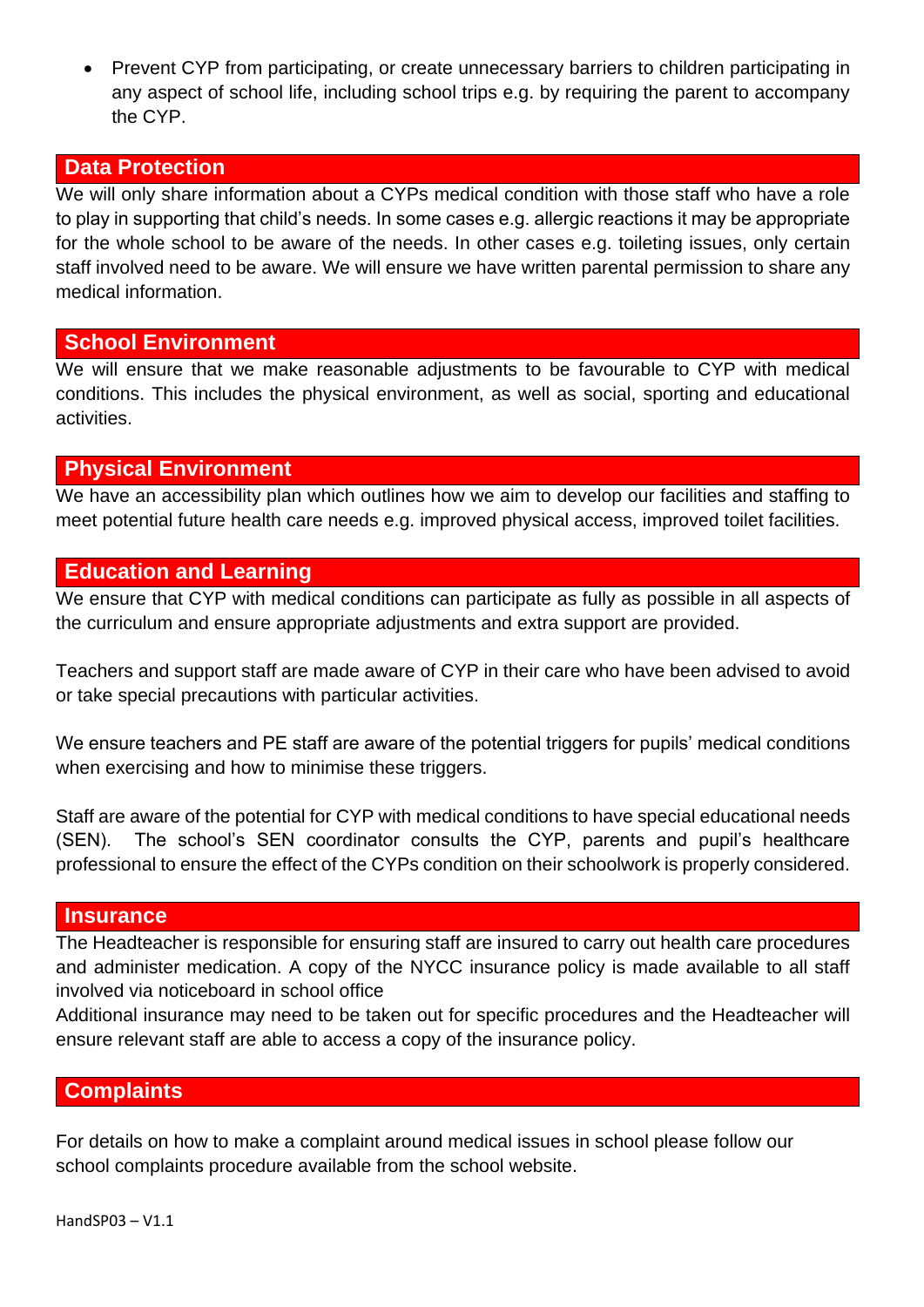- Prevent CYP from participating, or create unnecessary barriers to children participating in any aspect of school life, including school trips e.g. by requiring the parent to accompany the CYP.

## Data Protection

We will only share information about a CYPs medical condition with those staff who have a role to play in supporting that child's needs. In some cases e.g. allergic reactions it may be appropriate for the whole school to be aware of the needs. In other cases e.g. toileting issues, only certain staff involved need to be aware. We will ensure we have written parental permission to share any medical information.

## School Environment

We will ensure that we make reasonable adjustments to be favourable to CYP with medical conditions. This includes the physical environment, as well as social, sporting and educational activities.

## Physical Environment

We have an accessibility plan which outlines how we aim to develop our facilities and staffing to meet potential future health care needs e.g. improved physical access, improved toilet facilities.

## Education and Learning

We ensure that CYP with medical conditions can participate as fully as possible in all aspects of the curriculum and ensure appropriate adjustments and extra support are provided.

Teachers and support staff are made aware of CYP in their care who have been advised to avoid or take special precautions with particular activities.

We ensure teachers and PE staff are aware of the potential triggers for pupils' medical conditions when exercising and how to minimise these triggers.

Staff are aware of the potential for CYP with medical conditions to have special educational needs (SEN). The school's SEN coordinator consults the CYP, parents and pupil's healthcare professional to ensure the effect of the CYPs condition on their schoolwork is properly considered.

## Insurance

The Headteacher is responsible for ensuring staff are insured to carry out health care procedures and administer medication. A copy of the NYCC insurance policy is made available to all staff involved via noticeboard in school office

Additional insurance may need to be taken out for specific procedures and the Headteacher will ensure relevant staff are able to access a copy of the insurance policy.

## Complaints

For details on how to make a complaint around medical issues in school please follow our school complaints procedure available from the school website.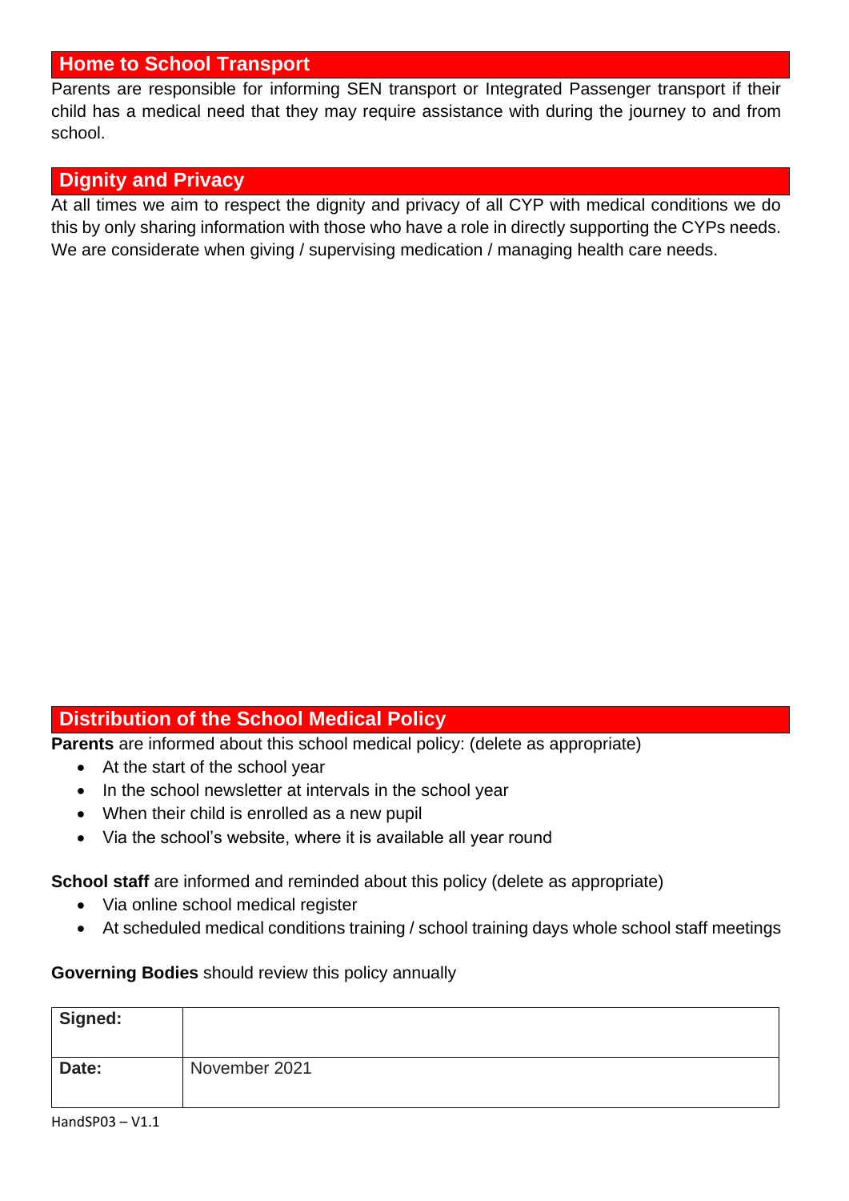## Home to School Transport

Parents are responsible for informing SEN transport or Integrated Passenger transport if their child has a medical need that they may require assistance with during the journey to and from school.

## Dignity and Privacy

At all times we aim to respect the dignity and privacy of all CYP with medical conditions we do this by only sharing information with those who have a role in directly supporting the CYPs needs. We are considerate when giving / supervising medication / managing health care needs.

## Distribution of the School Medical Policy

**Parents** are informed about this school medical policy: (delete as appropriate)

- At the start of the school year
- In the school newsletter at intervals in the school year
- When their child is enrolled as a new pupil
- Via the school's website, where it is available all year round

**School staff** are informed and reminded about this policy (delete as appropriate)

- Via online school medical register
- At scheduled medical conditions training / school training days whole school staff meetings

**Governing Bodies** should review this policy annually

| **Signed:** | |
|---|---|
| **Date:** | November 2021 |

HandSP03 – V1.1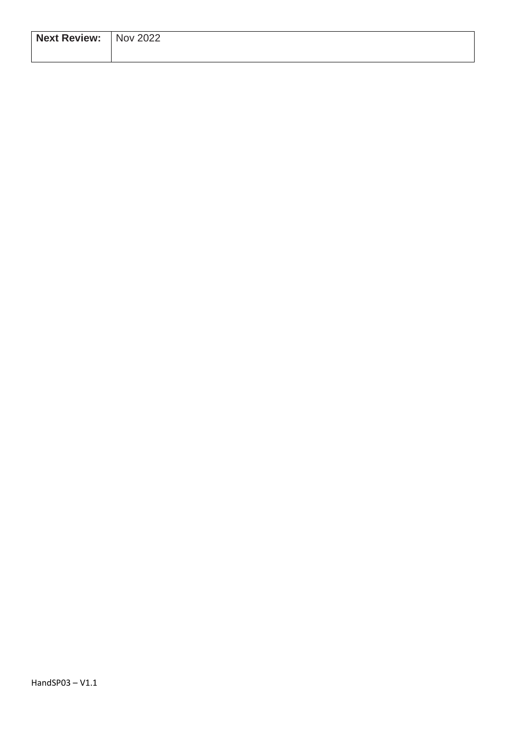| | |
|---|---|
| **Next Review:** | Nov 2022 |